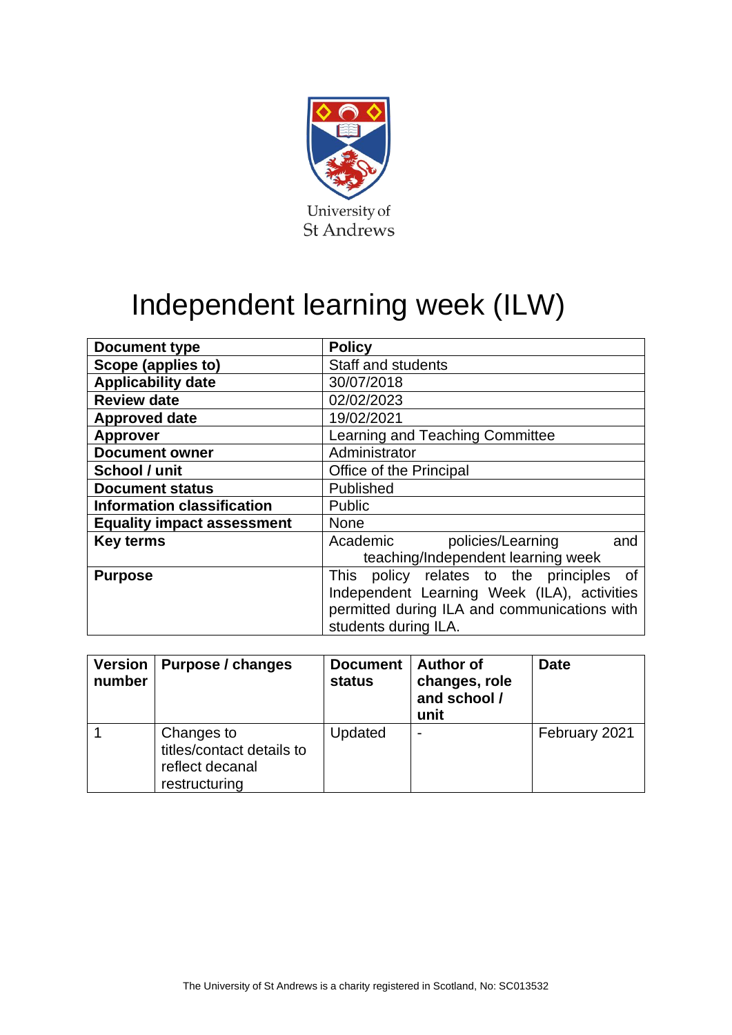University of St Andrews

# Independent learning week (ILW)

| Document type | Policy |
|---|---|
| Scope (applies to) | Staff and students |
| Applicability date | 30/07/2018 |
| Review date | 02/02/2023 |
| Approved date | 19/02/2021 |
| Approver | Learning and Teaching Committee |
| Document owner | Administrator |
| School / unit | Office of the Principal |
| Document status | Published |
| Information classification | Public |
| Equality impact assessment | None |
| Key terms | Academic policies/Learning and teaching/Independent learning week |
| Purpose | This policy relates to the principles of Independent Learning Week (ILA), activities permitted during ILA and communications with students during ILA. |

| Version number | Purpose / changes | Document status | Author of changes, role and school / unit | Date |
|---|---|---|---|---|
| 1 | Changes to titles/contact details to reflect decanal restructuring | Updated | - | February 2021 |

The University of St Andrews is a charity registered in Scotland, No: SC013532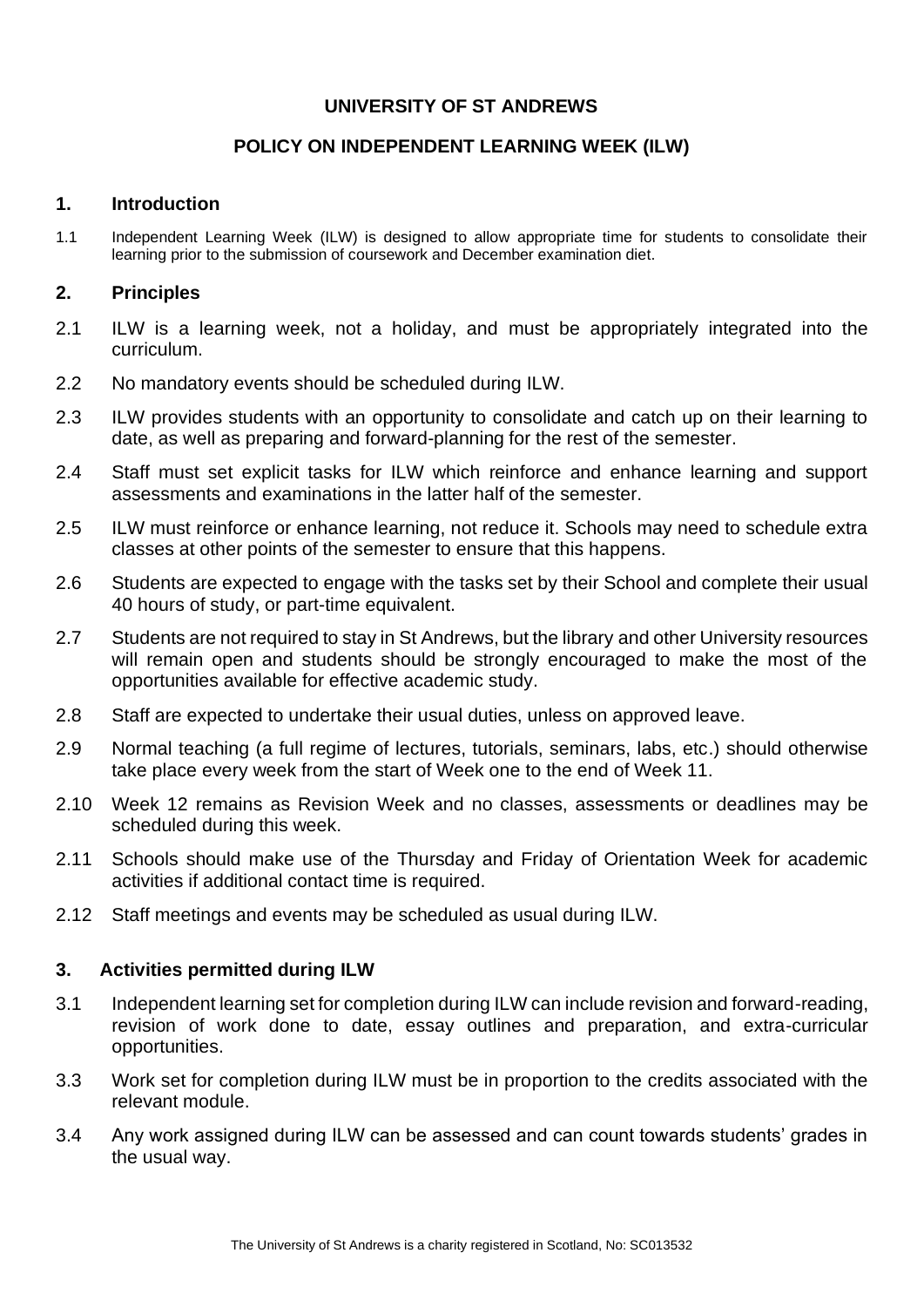**UNIVERSITY OF ST ANDREWS**

**POLICY ON INDEPENDENT LEARNING WEEK (ILW)**

## 1. Introduction

1.1 Independent Learning Week (ILW) is designed to allow appropriate time for students to consolidate their learning prior to the submission of coursework and December examination diet.

## 2. Principles

2.1 ILW is a learning week, not a holiday, and must be appropriately integrated into the curriculum.

2.2 No mandatory events should be scheduled during ILW.

2.3 ILW provides students with an opportunity to consolidate and catch up on their learning to date, as well as preparing and forward-planning for the rest of the semester.

2.4 Staff must set explicit tasks for ILW which reinforce and enhance learning and support assessments and examinations in the latter half of the semester.

2.5 ILW must reinforce or enhance learning, not reduce it. Schools may need to schedule extra classes at other points of the semester to ensure that this happens.

2.6 Students are expected to engage with the tasks set by their School and complete their usual 40 hours of study, or part-time equivalent.

2.7 Students are not required to stay in St Andrews, but the library and other University resources will remain open and students should be strongly encouraged to make the most of the opportunities available for effective academic study.

2.8 Staff are expected to undertake their usual duties, unless on approved leave.

2.9 Normal teaching (a full regime of lectures, tutorials, seminars, labs, etc.) should otherwise take place every week from the start of Week one to the end of Week 11.

2.10 Week 12 remains as Revision Week and no classes, assessments or deadlines may be scheduled during this week.

2.11 Schools should make use of the Thursday and Friday of Orientation Week for academic activities if additional contact time is required.

2.12 Staff meetings and events may be scheduled as usual during ILW.

## 3. Activities permitted during ILW

3.1 Independent learning set for completion during ILW can include revision and forward-reading, revision of work done to date, essay outlines and preparation, and extra-curricular opportunities.

3.3 Work set for completion during ILW must be in proportion to the credits associated with the relevant module.

3.4 Any work assigned during ILW can be assessed and can count towards students' grades in the usual way.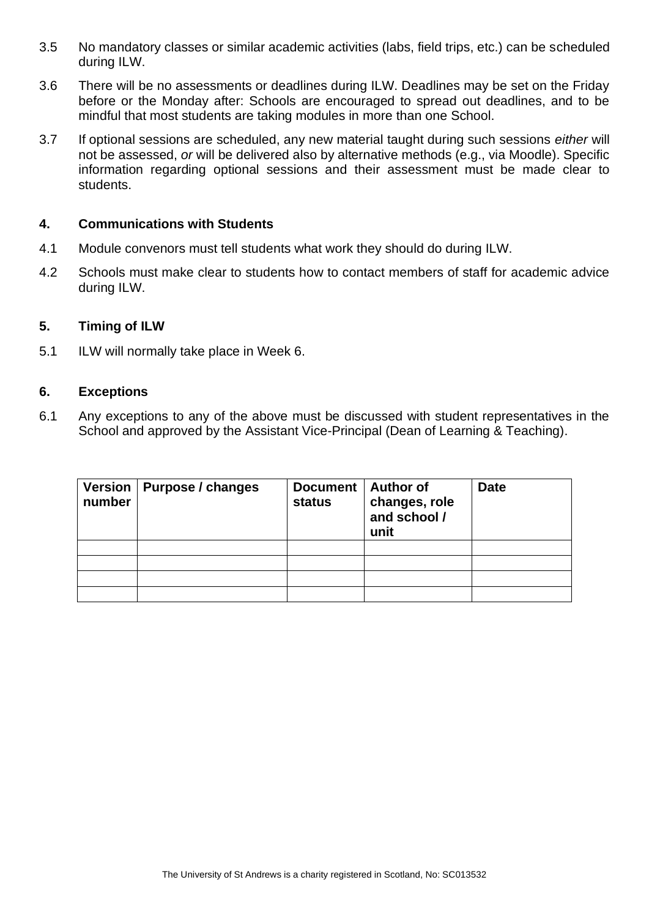3.5 No mandatory classes or similar academic activities (labs, field trips, etc.) can be scheduled during ILW.

3.6 There will be no assessments or deadlines during ILW. Deadlines may be set on the Friday before or the Monday after: Schools are encouraged to spread out deadlines, and to be mindful that most students are taking modules in more than one School.

3.7 If optional sessions are scheduled, any new material taught during such sessions *either* will not be assessed, *or* will be delivered also by alternative methods (e.g., via Moodle). Specific information regarding optional sessions and their assessment must be made clear to students.

## 4. Communications with Students

4.1 Module convenors must tell students what work they should do during ILW.

4.2 Schools must make clear to students how to contact members of staff for academic advice during ILW.

## 5. Timing of ILW

5.1 ILW will normally take place in Week 6.

## 6. Exceptions

6.1 Any exceptions to any of the above must be discussed with student representatives in the School and approved by the Assistant Vice-Principal (Dean of Learning & Teaching).

| Version number | Purpose / changes | Document status | Author of changes, role and school / unit | Date |
|---|---|---|---|---|
| | | | | |
| | | | | |
| | | | | |
| | | | | |

The University of St Andrews is a charity registered in Scotland, No: SC013532